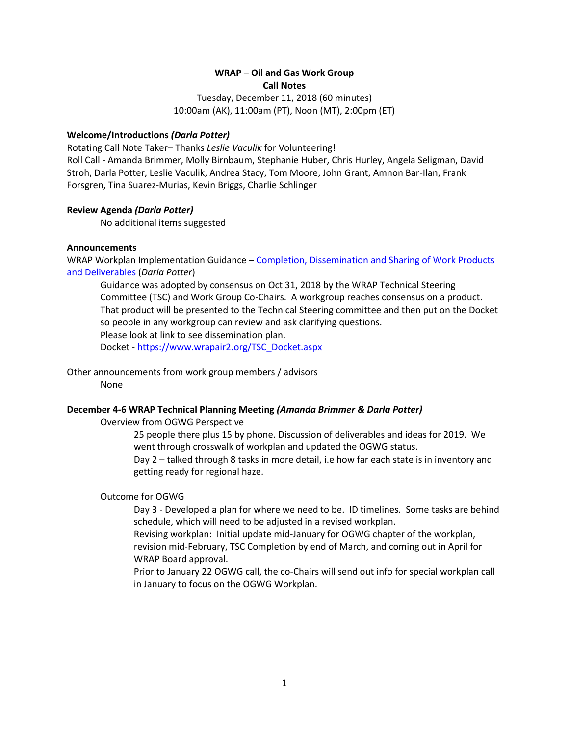**WRAP – Oil and Gas Work Group**
**Call Notes**
Tuesday, December 11, 2018 (60 minutes)
10:00am (AK), 11:00am (PT), Noon (MT), 2:00pm (ET)

**Welcome/Introductions *(Darla Potter)***
Rotating Call Note Taker– Thanks *Leslie Vaculik* for Volunteering!
Roll Call - Amanda Brimmer, Molly Birnbaum, Stephanie Huber, Chris Hurley, Angela Seligman, David Stroh, Darla Potter, Leslie Vaculik, Andrea Stacy, Tom Moore, John Grant, Amnon Bar-Ilan, Frank Forsgren, Tina Suarez-Murias, Kevin Briggs, Charlie Schlinger

**Review Agenda *(Darla Potter)***

No additional items suggested

**Announcements**
WRAP Workplan Implementation Guidance – [Completion, Dissemination and Sharing of Work Products and Deliverables](#) (*Darla Potter*)

Guidance was adopted by consensus on Oct 31, 2018 by the WRAP Technical Steering Committee (TSC) and Work Group Co-Chairs. A workgroup reaches consensus on a product. That product will be presented to the Technical Steering committee and then put on the Docket so people in any workgroup can review and ask clarifying questions.
Please look at link to see dissemination plan.
Docket - https://www.wrapair2.org/TSC_Docket.aspx

Other announcements from work group members / advisors

None

**December 4-6 WRAP Technical Planning Meeting *(Amanda Brimmer & Darla Potter)***

Overview from OGWG Perspective

25 people there plus 15 by phone. Discussion of deliverables and ideas for 2019. We went through crosswalk of workplan and updated the OGWG status.
Day 2 – talked through 8 tasks in more detail, i.e how far each state is in inventory and getting ready for regional haze.

Outcome for OGWG

Day 3 - Developed a plan for where we need to be. ID timelines. Some tasks are behind schedule, which will need to be adjusted in a revised workplan.
Revising workplan: Initial update mid-January for OGWG chapter of the workplan, revision mid-February, TSC Completion by end of March, and coming out in April for WRAP Board approval.
Prior to January 22 OGWG call, the co-Chairs will send out info for special workplan call in January to focus on the OGWG Workplan.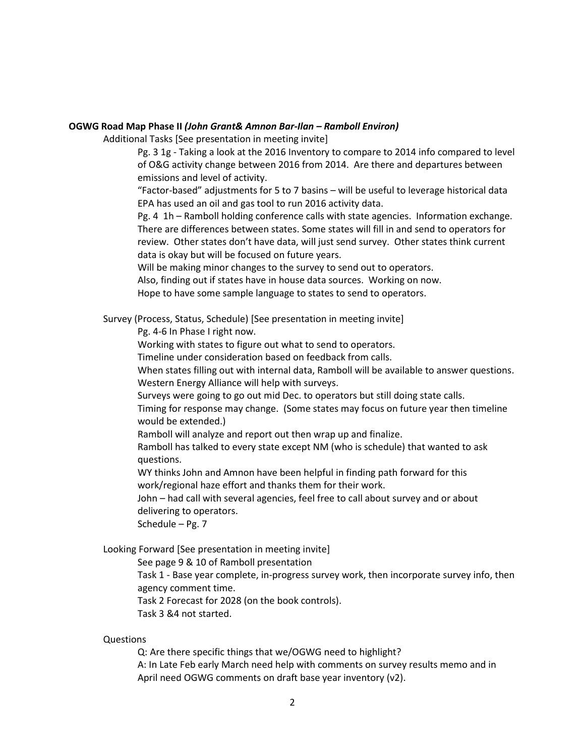**OGWG Road Map Phase II** ***(John Grant& Amnon Bar-Ilan – Ramboll Environ)***

Additional Tasks [See presentation in meeting invite]

Pg. 3 1g - Taking a look at the 2016 Inventory to compare to 2014 info compared to level of O&G activity change between 2016 from 2014. Are there and departures between emissions and level of activity.

"Factor-based" adjustments for 5 to 7 basins – will be useful to leverage historical data

EPA has used an oil and gas tool to run 2016 activity data.

Pg. 4 1h – Ramboll holding conference calls with state agencies. Information exchange. There are differences between states. Some states will fill in and send to operators for review. Other states don't have data, will just send survey. Other states think current data is okay but will be focused on future years.

Will be making minor changes to the survey to send out to operators.

Also, finding out if states have in house data sources. Working on now.

Hope to have some sample language to states to send to operators.

Survey (Process, Status, Schedule) [See presentation in meeting invite]

Pg. 4-6 In Phase I right now.

Working with states to figure out what to send to operators.

Timeline under consideration based on feedback from calls.

When states filling out with internal data, Ramboll will be available to answer questions.

Western Energy Alliance will help with surveys.

Surveys were going to go out mid Dec. to operators but still doing state calls.

Timing for response may change. (Some states may focus on future year then timeline would be extended.)

Ramboll will analyze and report out then wrap up and finalize.

Ramboll has talked to every state except NM (who is schedule) that wanted to ask questions.

WY thinks John and Amnon have been helpful in finding path forward for this work/regional haze effort and thanks them for their work.

John – had call with several agencies, feel free to call about survey and or about delivering to operators.

Schedule – Pg. 7

Looking Forward [See presentation in meeting invite]

See page 9 & 10 of Ramboll presentation

Task 1 - Base year complete, in-progress survey work, then incorporate survey info, then agency comment time.

Task 2 Forecast for 2028 (on the book controls).

Task 3 &4 not started.

Questions

Q: Are there specific things that we/OGWG need to highlight?

A: In Late Feb early March need help with comments on survey results memo and in April need OGWG comments on draft base year inventory (v2).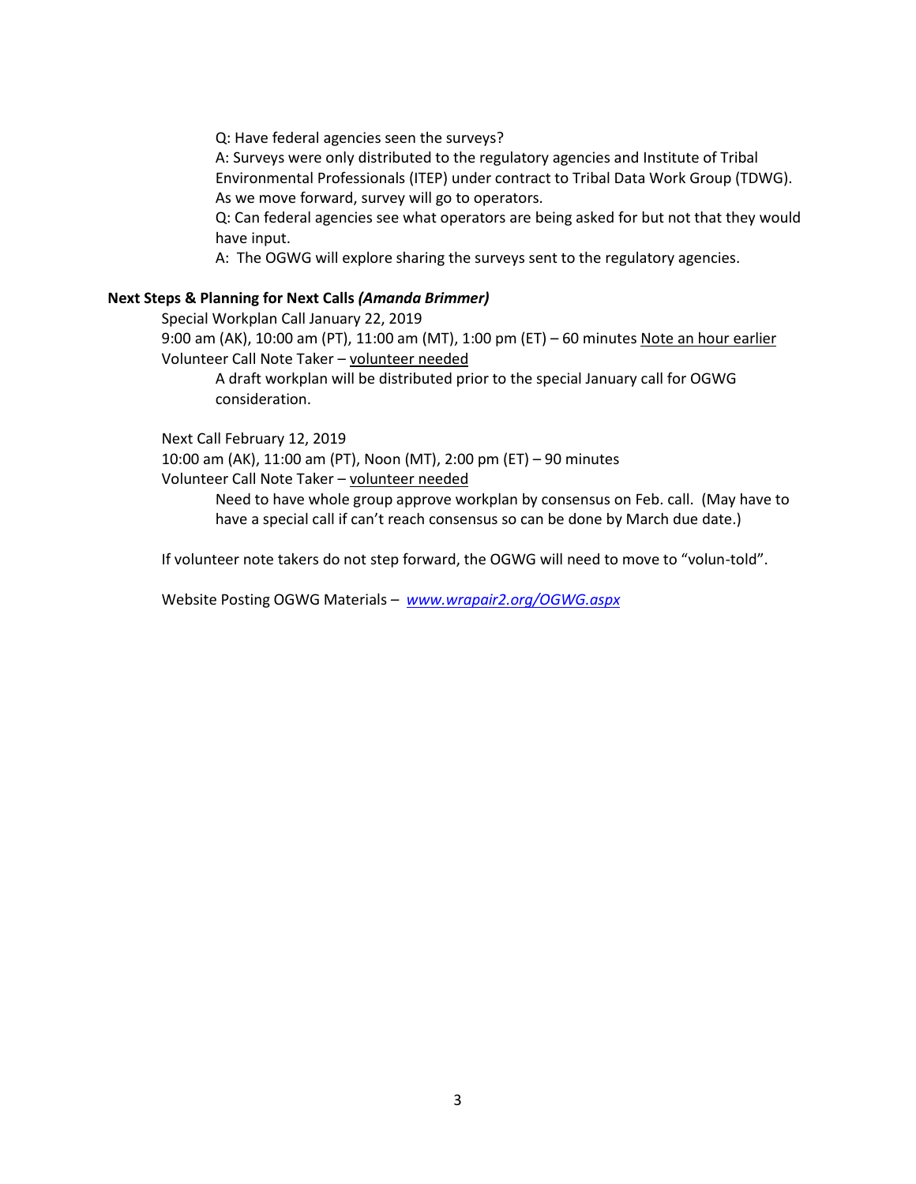Q: Have federal agencies seen the surveys?

A: Surveys were only distributed to the regulatory agencies and Institute of Tribal Environmental Professionals (ITEP) under contract to Tribal Data Work Group (TDWG). As we move forward, survey will go to operators.

Q: Can federal agencies see what operators are being asked for but not that they would have input.

A: The OGWG will explore sharing the surveys sent to the regulatory agencies.

**Next Steps & Planning for Next Calls *(Amanda Brimmer)***

Special Workplan Call January 22, 2019

9:00 am (AK), 10:00 am (PT), 11:00 am (MT), 1:00 pm (ET) – 60 minutes Note an hour earlier

Volunteer Call Note Taker – volunteer needed

A draft workplan will be distributed prior to the special January call for OGWG consideration.

Next Call February 12, 2019

10:00 am (AK), 11:00 am (PT), Noon (MT), 2:00 pm (ET) – 90 minutes

Volunteer Call Note Taker – volunteer needed

Need to have whole group approve workplan by consensus on Feb. call. (May have to have a special call if can't reach consensus so can be done by March due date.)

If volunteer note takers do not step forward, the OGWG will need to move to "volun-told".

Website Posting OGWG Materials – *www.wrapair2.org/OGWG.aspx*